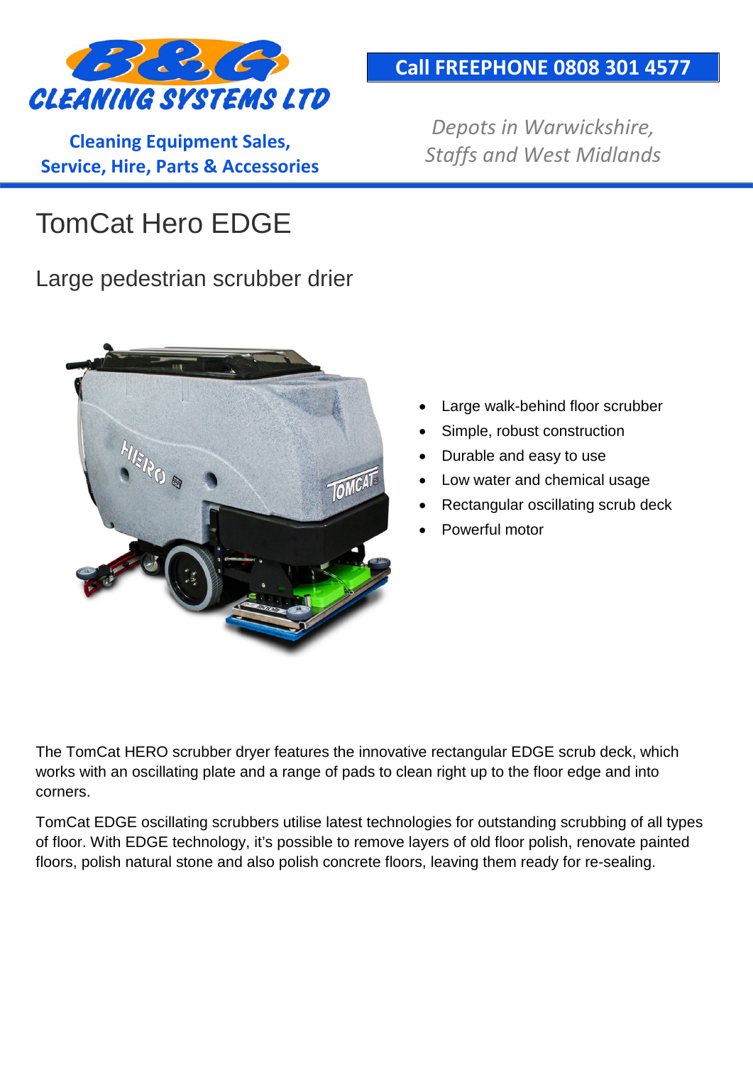B&G CLEANING SYSTEMS LTD

**Call FREEPHONE 0808 301 4577**

**Cleaning Equipment Sales, Service, Hire, Parts & Accessories**

*Depots in Warwickshire, Staffs and West Midlands*

# TomCat Hero EDGE

## Large pedestrian scrubber drier

- Large walk-behind floor scrubber
- Simple, robust construction
- Durable and easy to use
- Low water and chemical usage
- Rectangular oscillating scrub deck
- Powerful motor

The TomCat HERO scrubber dryer features the innovative rectangular EDGE scrub deck, which works with an oscillating plate and a range of pads to clean right up to the floor edge and into corners.

TomCat EDGE oscillating scrubbers utilise latest technologies for outstanding scrubbing of all types of floor. With EDGE technology, it's possible to remove layers of old floor polish, renovate painted floors, polish natural stone and also polish concrete floors, leaving them ready for re-sealing.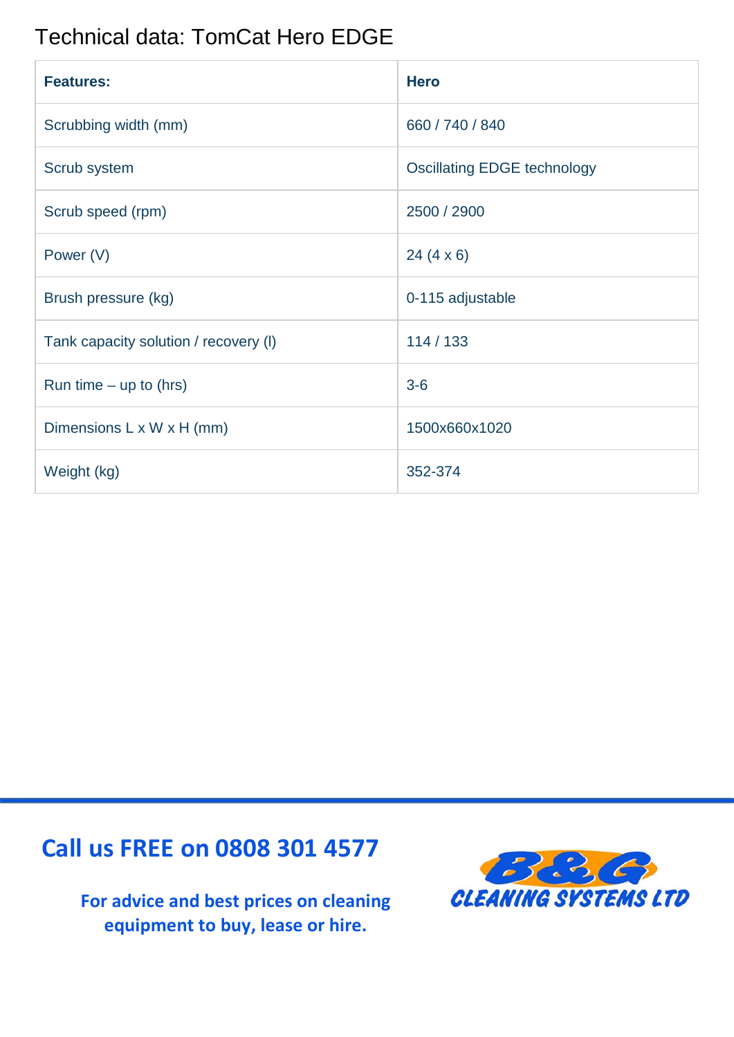## Technical data: TomCat Hero EDGE

| Features: | Hero |
| --- | --- |
| Scrubbing width (mm) | 660 / 740 / 840 |
| Scrub system | Oscillating EDGE technology |
| Scrub speed (rpm) | 2500 / 2900 |
| Power (V) | 24 (4 x 6) |
| Brush pressure (kg) | 0-115 adjustable |
| Tank capacity solution / recovery (l) | 114 / 133 |
| Run time – up to (hrs) | 3-6 |
| Dimensions L x W x H (mm) | 1500x660x1020 |
| Weight (kg) | 352-374 |

**Call us FREE on 0808 301 4577**

**For advice and best prices on cleaning equipment to buy, lease or hire.**

B&G CLEANING SYSTEMS LTD